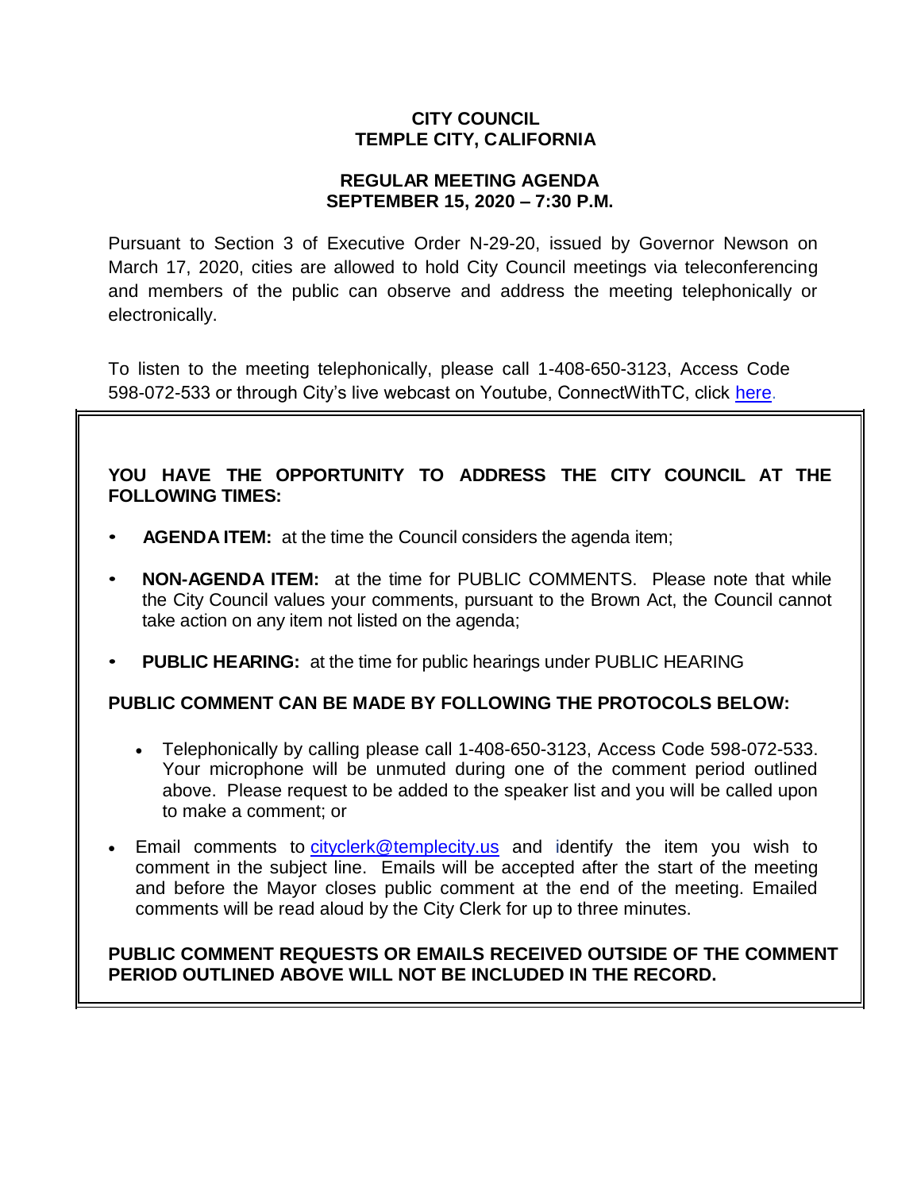**CITY COUNCIL**
**TEMPLE CITY, CALIFORNIA**

**REGULAR MEETING AGENDA**
**SEPTEMBER 15, 2020 – 7:30 P.M.**

Pursuant to Section 3 of Executive Order N-29-20, issued by Governor Newson on March 17, 2020, cities are allowed to hold City Council meetings via teleconferencing and members of the public can observe and address the meeting telephonically or electronically.

To listen to the meeting telephonically, please call 1-408-650-3123, Access Code 598-072-533 or through City's live webcast on Youtube, ConnectWithTC, click here.

**YOU HAVE THE OPPORTUNITY TO ADDRESS THE CITY COUNCIL AT THE FOLLOWING TIMES:**

- **AGENDA ITEM:** at the time the Council considers the agenda item;
- **NON-AGENDA ITEM:** at the time for PUBLIC COMMENTS. Please note that while the City Council values your comments, pursuant to the Brown Act, the Council cannot take action on any item not listed on the agenda;
- **PUBLIC HEARING:** at the time for public hearings under PUBLIC HEARING

**PUBLIC COMMENT CAN BE MADE BY FOLLOWING THE PROTOCOLS BELOW:**

- Telephonically by calling please call 1-408-650-3123, Access Code 598-072-533. Your microphone will be unmuted during one of the comment period outlined above. Please request to be added to the speaker list and you will be called upon to make a comment; or
- Email comments to cityclerk@templecity.us and identify the item you wish to comment in the subject line. Emails will be accepted after the start of the meeting and before the Mayor closes public comment at the end of the meeting. Emailed comments will be read aloud by the City Clerk for up to three minutes.

**PUBLIC COMMENT REQUESTS OR EMAILS RECEIVED OUTSIDE OF THE COMMENT PERIOD OUTLINED ABOVE WILL NOT BE INCLUDED IN THE RECORD.**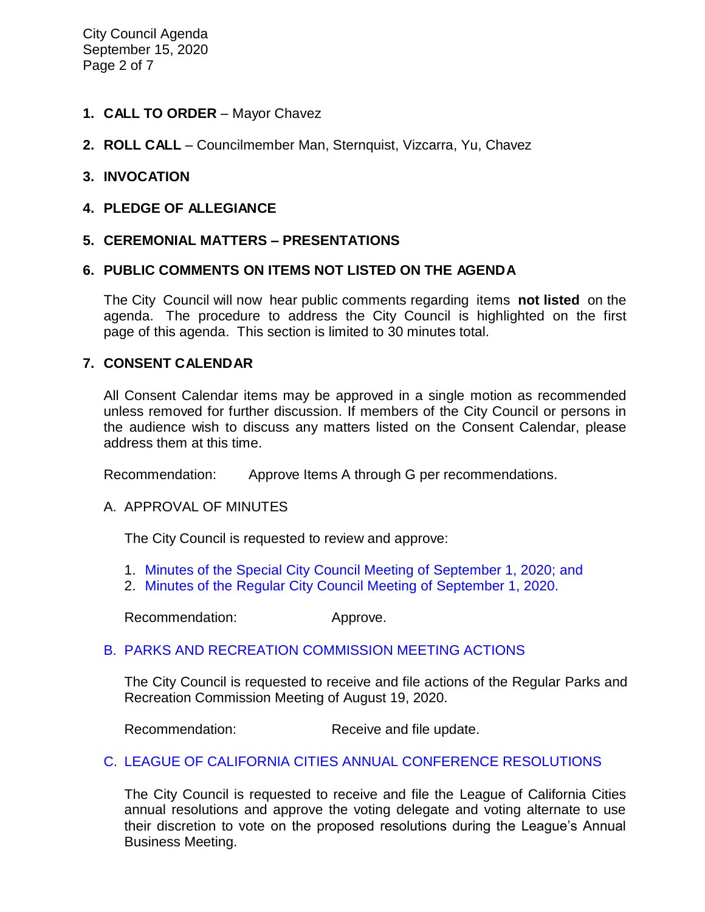1. **CALL TO ORDER** – Mayor Chavez

2. **ROLL CALL** – Councilmember Man, Sternquist, Vizcarra, Yu, Chavez

3. **INVOCATION**

4. **PLEDGE OF ALLEGIANCE**

5. **CEREMONIAL MATTERS – PRESENTATIONS**

6. **PUBLIC COMMENTS ON ITEMS NOT LISTED ON THE AGENDA**

   The City Council will now hear public comments regarding items **not listed** on the agenda. The procedure to address the City Council is highlighted on the first page of this agenda. This section is limited to 30 minutes total.

7. **CONSENT CALENDAR**

   All Consent Calendar items may be approved in a single motion as recommended unless removed for further discussion. If members of the City Council or persons in the audience wish to discuss any matters listed on the Consent Calendar, please address them at this time.

   Recommendation: Approve Items A through G per recommendations.

   A. APPROVAL OF MINUTES

      The City Council is requested to review and approve:

      1. Minutes of the Special City Council Meeting of September 1, 2020; and
      2. Minutes of the Regular City Council Meeting of September 1, 2020.

      Recommendation: Approve.

   B. PARKS AND RECREATION COMMISSION MEETING ACTIONS

      The City Council is requested to receive and file actions of the Regular Parks and Recreation Commission Meeting of August 19, 2020.

      Recommendation: Receive and file update.

   C. LEAGUE OF CALIFORNIA CITIES ANNUAL CONFERENCE RESOLUTIONS

      The City Council is requested to receive and file the League of California Cities annual resolutions and approve the voting delegate and voting alternate to use their discretion to vote on the proposed resolutions during the League's Annual Business Meeting.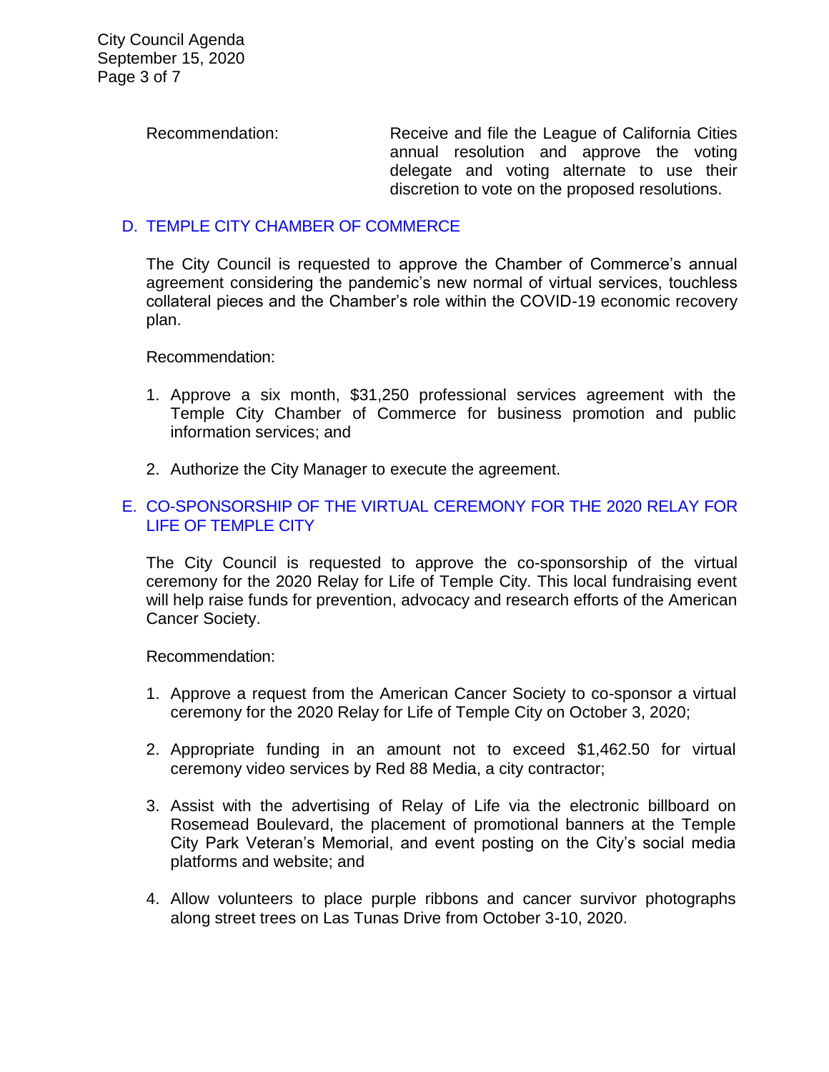Recommendation: Receive and file the League of California Cities annual resolution and approve the voting delegate and voting alternate to use their discretion to vote on the proposed resolutions.

### D. TEMPLE CITY CHAMBER OF COMMERCE

The City Council is requested to approve the Chamber of Commerce's annual agreement considering the pandemic's new normal of virtual services, touchless collateral pieces and the Chamber's role within the COVID-19 economic recovery plan.

Recommendation:

1. Approve a six month, $31,250 professional services agreement with the Temple City Chamber of Commerce for business promotion and public information services; and

2. Authorize the City Manager to execute the agreement.

### E. CO-SPONSORSHIP OF THE VIRTUAL CEREMONY FOR THE 2020 RELAY FOR LIFE OF TEMPLE CITY

The City Council is requested to approve the co-sponsorship of the virtual ceremony for the 2020 Relay for Life of Temple City. This local fundraising event will help raise funds for prevention, advocacy and research efforts of the American Cancer Society.

Recommendation:

1. Approve a request from the American Cancer Society to co-sponsor a virtual ceremony for the 2020 Relay for Life of Temple City on October 3, 2020;

2. Appropriate funding in an amount not to exceed $1,462.50 for virtual ceremony video services by Red 88 Media, a city contractor;

3. Assist with the advertising of Relay of Life via the electronic billboard on Rosemead Boulevard, the placement of promotional banners at the Temple City Park Veteran's Memorial, and event posting on the City's social media platforms and website; and

4. Allow volunteers to place purple ribbons and cancer survivor photographs along street trees on Las Tunas Drive from October 3-10, 2020.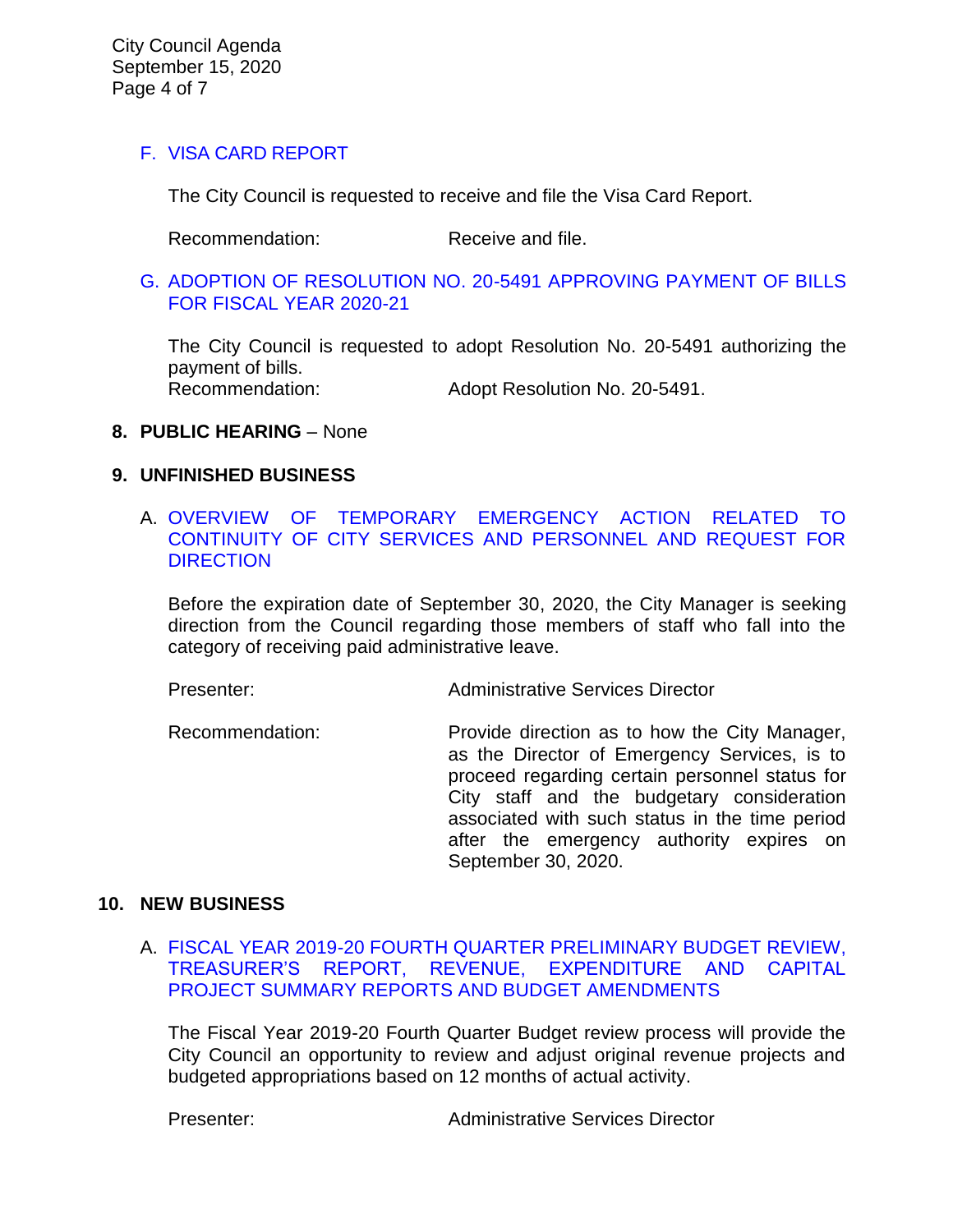### F. VISA CARD REPORT

The City Council is requested to receive and file the Visa Card Report.

Recommendation: Receive and file.

### G. ADOPTION OF RESOLUTION NO. 20-5491 APPROVING PAYMENT OF BILLS FOR FISCAL YEAR 2020-21

The City Council is requested to adopt Resolution No. 20-5491 authorizing the payment of bills.

Recommendation: Adopt Resolution No. 20-5491.

## 8. PUBLIC HEARING – None

## 9. UNFINISHED BUSINESS

### A. OVERVIEW OF TEMPORARY EMERGENCY ACTION RELATED TO CONTINUITY OF CITY SERVICES AND PERSONNEL AND REQUEST FOR DIRECTION

Before the expiration date of September 30, 2020, the City Manager is seeking direction from the Council regarding those members of staff who fall into the category of receiving paid administrative leave.

Presenter: Administrative Services Director

Recommendation: Provide direction as to how the City Manager, as the Director of Emergency Services, is to proceed regarding certain personnel status for City staff and the budgetary consideration associated with such status in the time period after the emergency authority expires on September 30, 2020.

## 10. NEW BUSINESS

### A. FISCAL YEAR 2019-20 FOURTH QUARTER PRELIMINARY BUDGET REVIEW, TREASURER'S REPORT, REVENUE, EXPENDITURE AND CAPITAL PROJECT SUMMARY REPORTS AND BUDGET AMENDMENTS

The Fiscal Year 2019-20 Fourth Quarter Budget review process will provide the City Council an opportunity to review and adjust original revenue projects and budgeted appropriations based on 12 months of actual activity.

Presenter: Administrative Services Director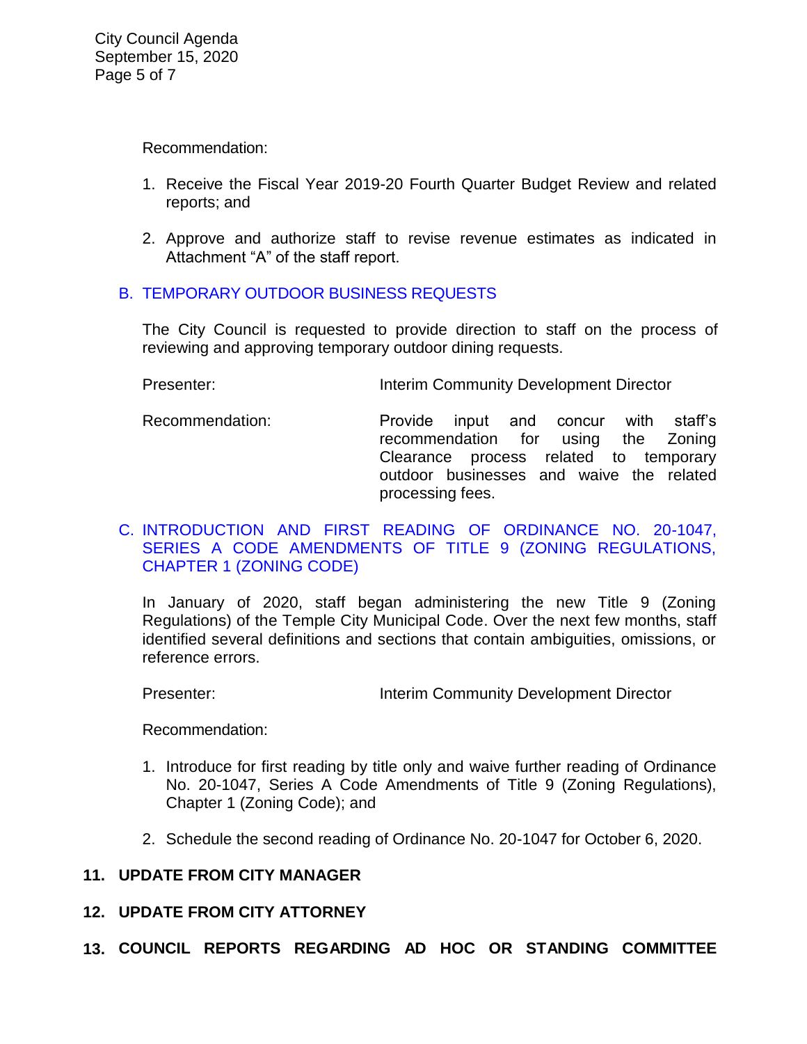Recommendation:

1. Receive the Fiscal Year 2019-20 Fourth Quarter Budget Review and related reports; and

2. Approve and authorize staff to revise revenue estimates as indicated in Attachment "A" of the staff report.

B. TEMPORARY OUTDOOR BUSINESS REQUESTS

The City Council is requested to provide direction to staff on the process of reviewing and approving temporary outdoor dining requests.

Presenter: Interim Community Development Director

Recommendation: Provide input and concur with staff's recommendation for using the Zoning Clearance process related to temporary outdoor businesses and waive the related processing fees.

C. INTRODUCTION AND FIRST READING OF ORDINANCE NO. 20-1047, SERIES A CODE AMENDMENTS OF TITLE 9 (ZONING REGULATIONS, CHAPTER 1 (ZONING CODE)

In January of 2020, staff began administering the new Title 9 (Zoning Regulations) of the Temple City Municipal Code. Over the next few months, staff identified several definitions and sections that contain ambiguities, omissions, or reference errors.

Presenter: Interim Community Development Director

Recommendation:

1. Introduce for first reading by title only and waive further reading of Ordinance No. 20-1047, Series A Code Amendments of Title 9 (Zoning Regulations), Chapter 1 (Zoning Code); and

2. Schedule the second reading of Ordinance No. 20-1047 for October 6, 2020.

**11. UPDATE FROM CITY MANAGER**

**12. UPDATE FROM CITY ATTORNEY**

**13. COUNCIL REPORTS REGARDING AD HOC OR STANDING COMMITTEE**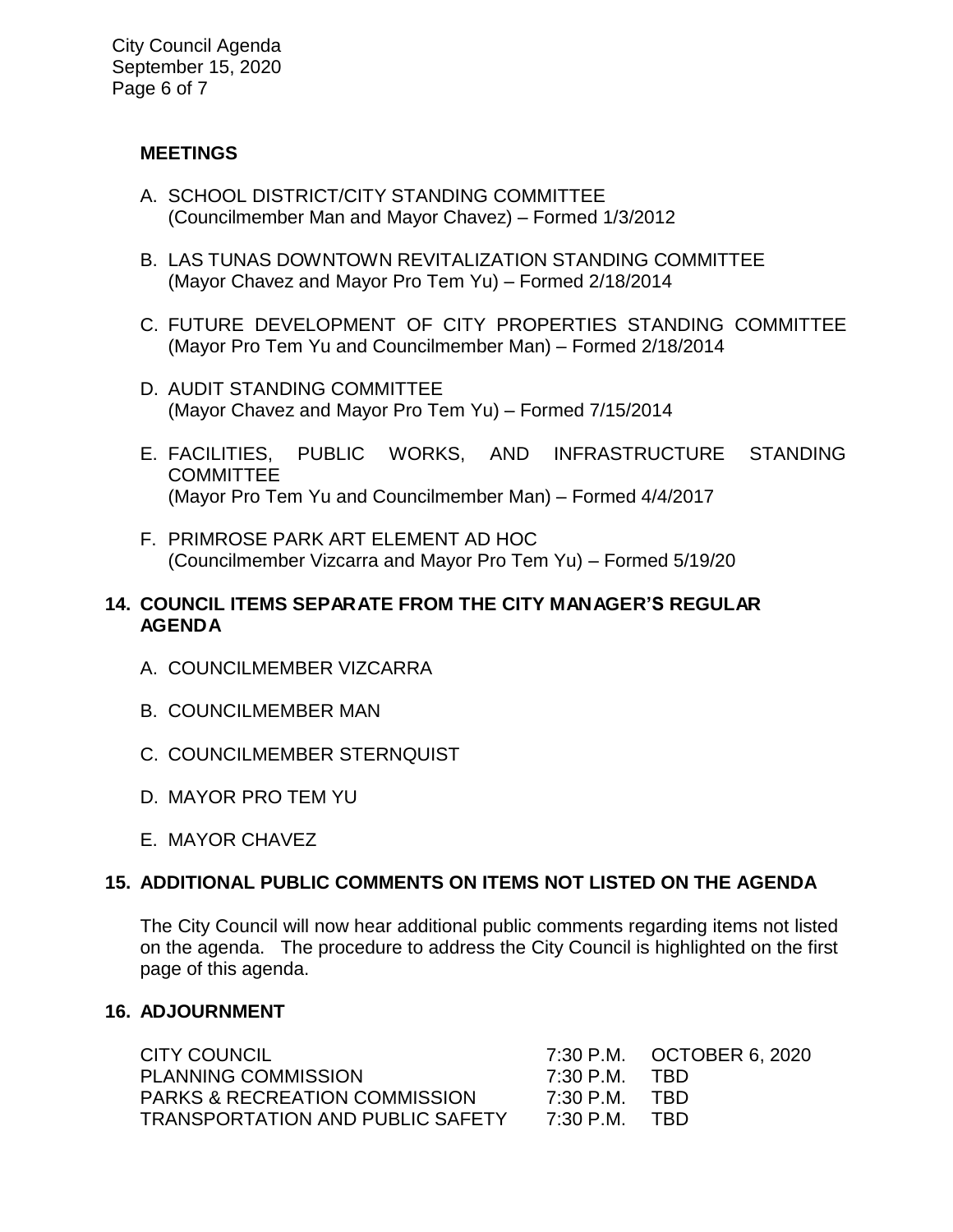### MEETINGS

A. SCHOOL DISTRICT/CITY STANDING COMMITTEE
(Councilmember Man and Mayor Chavez) – Formed 1/3/2012

B. LAS TUNAS DOWNTOWN REVITALIZATION STANDING COMMITTEE
(Mayor Chavez and Mayor Pro Tem Yu) – Formed 2/18/2014

C. FUTURE DEVELOPMENT OF CITY PROPERTIES STANDING COMMITTEE
(Mayor Pro Tem Yu and Councilmember Man) – Formed 2/18/2014

D. AUDIT STANDING COMMITTEE
(Mayor Chavez and Mayor Pro Tem Yu) – Formed 7/15/2014

E. FACILITIES, PUBLIC WORKS, AND INFRASTRUCTURE STANDING COMMITTEE
(Mayor Pro Tem Yu and Councilmember Man) – Formed 4/4/2017

F. PRIMROSE PARK ART ELEMENT AD HOC
(Councilmember Vizcarra and Mayor Pro Tem Yu) – Formed 5/19/20

## 14. COUNCIL ITEMS SEPARATE FROM THE CITY MANAGER'S REGULAR AGENDA

A. COUNCILMEMBER VIZCARRA

B. COUNCILMEMBER MAN

C. COUNCILMEMBER STERNQUIST

D. MAYOR PRO TEM YU

E. MAYOR CHAVEZ

## 15. ADDITIONAL PUBLIC COMMENTS ON ITEMS NOT LISTED ON THE AGENDA

The City Council will now hear additional public comments regarding items not listed on the agenda. The procedure to address the City Council is highlighted on the first page of this agenda.

## 16. ADJOURNMENT

| | | |
|---|---|---|
| CITY COUNCIL | 7:30 P.M. | OCTOBER 6, 2020 |
| PLANNING COMMISSION | 7:30 P.M. | TBD |
| PARKS & RECREATION COMMISSION | 7:30 P.M. | TBD |
| TRANSPORTATION AND PUBLIC SAFETY | 7:30 P.M. | TBD |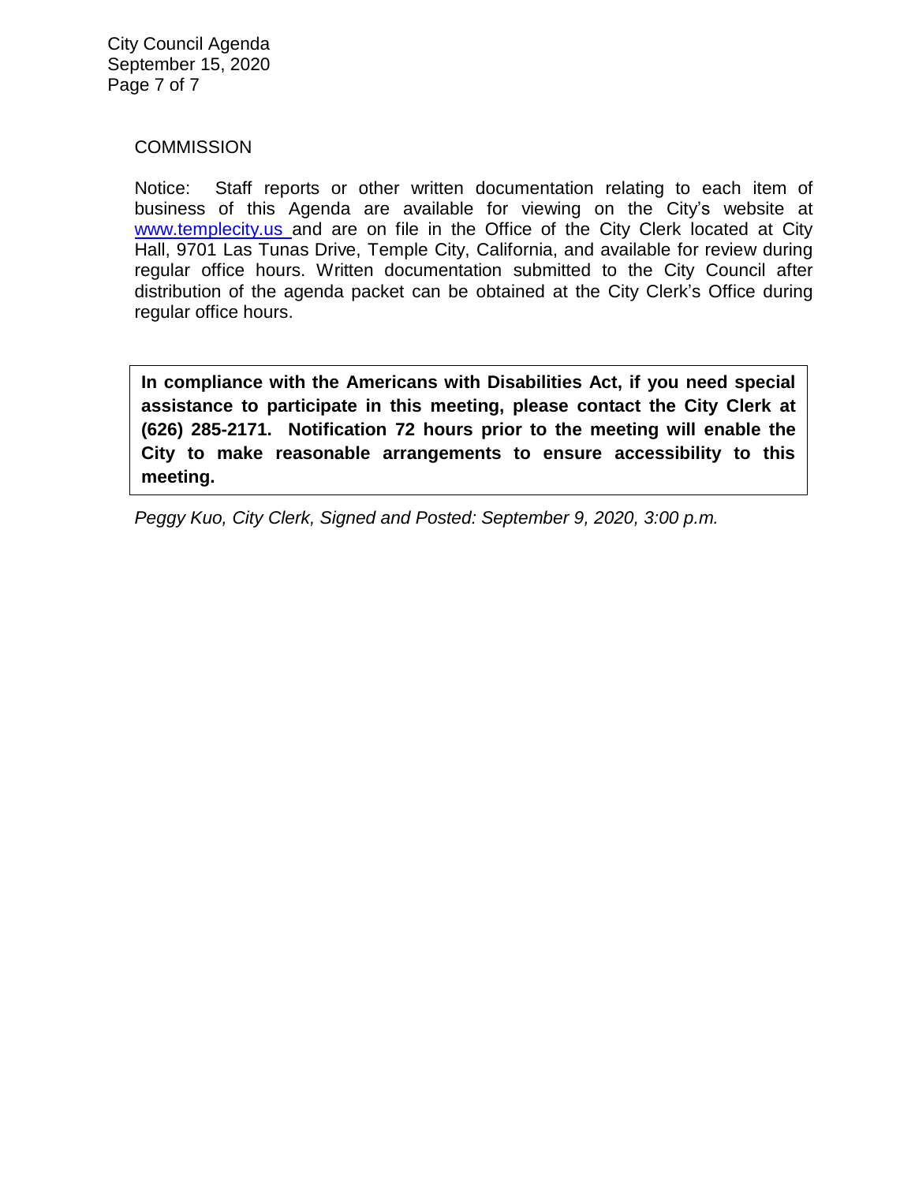COMMISSION

Notice: Staff reports or other written documentation relating to each item of business of this Agenda are available for viewing on the City's website at www.templecity.us and are on file in the Office of the City Clerk located at City Hall, 9701 Las Tunas Drive, Temple City, California, and available for review during regular office hours. Written documentation submitted to the City Council after distribution of the agenda packet can be obtained at the City Clerk's Office during regular office hours.

**In compliance with the Americans with Disabilities Act, if you need special assistance to participate in this meeting, please contact the City Clerk at (626) 285-2171. Notification 72 hours prior to the meeting will enable the City to make reasonable arrangements to ensure accessibility to this meeting.**

*Peggy Kuo, City Clerk, Signed and Posted: September 9, 2020, 3:00 p.m.*